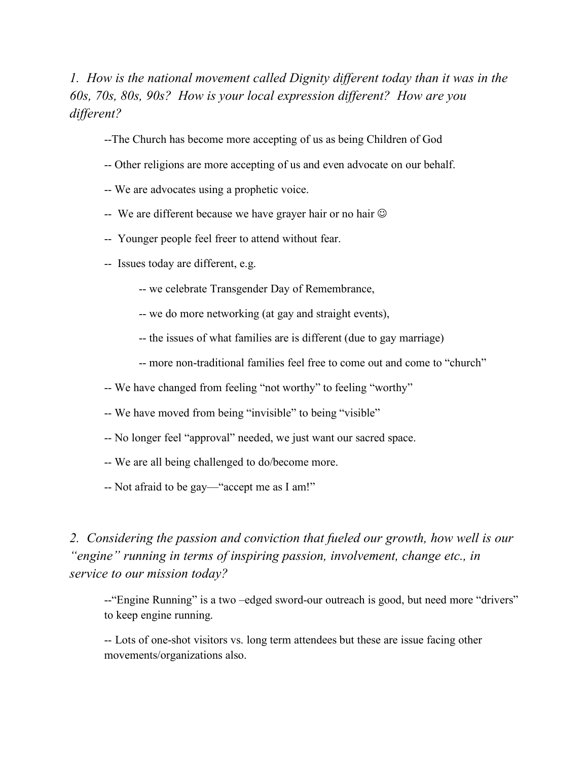*1. How is the national movement called Dignity different today than it was in the 60s, 70s, 80s, 90s? How is your local expression different? How are you different?*

--The Church has become more accepting of us as being Children of God

-- Other religions are more accepting of us and even advocate on our behalf.

-- We are advocates using a prophetic voice.

-- We are different because we have grayer hair or no hair ☺

-- Younger people feel freer to attend without fear.

-- Issues today are different, e.g.

  -- we celebrate Transgender Day of Remembrance,

  -- we do more networking (at gay and straight events),

  -- the issues of what families are is different (due to gay marriage)

  -- more non-traditional families feel free to come out and come to "church"

-- We have changed from feeling "not worthy" to feeling "worthy"

-- We have moved from being "invisible" to being "visible"

-- No longer feel "approval" needed, we just want our sacred space.

-- We are all being challenged to do/become more.

-- Not afraid to be gay—"accept me as I am!"

*2. Considering the passion and conviction that fueled our growth, how well is our "engine" running in terms of inspiring passion, involvement, change etc., in service to our mission today?*

--"Engine Running" is a two –edged sword-our outreach is good, but need more "drivers" to keep engine running.

-- Lots of one-shot visitors vs. long term attendees but these are issue facing other movements/organizations also.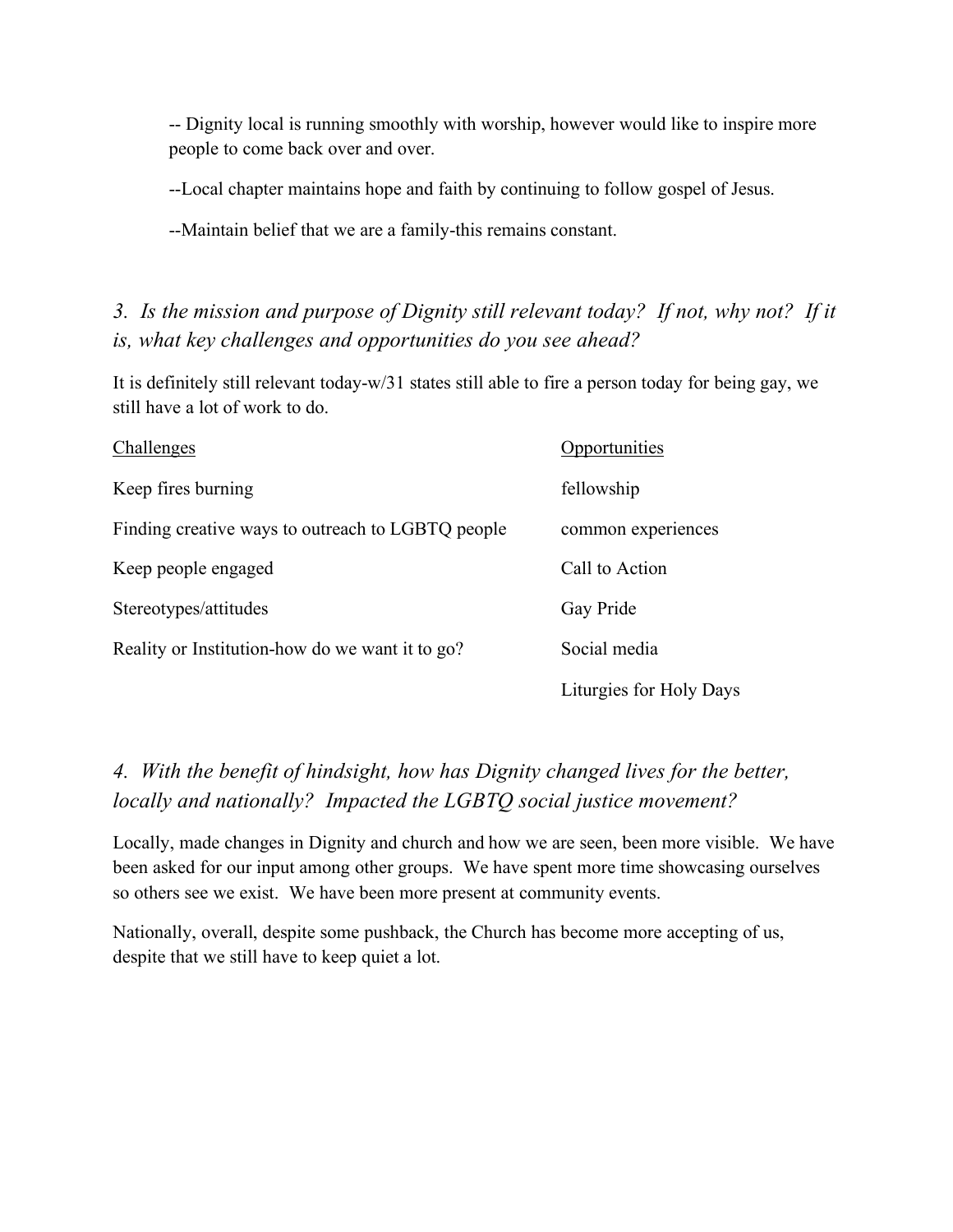-- Dignity local is running smoothly with worship, however would like to inspire more people to come back over and over.

--Local chapter maintains hope and faith by continuing to follow gospel of Jesus.

--Maintain belief that we are a family-this remains constant.

### *3. Is the mission and purpose of Dignity still relevant today? If not, why not? If it is, what key challenges and opportunities do you see ahead?*

It is definitely still relevant today-w/31 states still able to fire a person today for being gay, we still have a lot of work to do.

| Challenges | Opportunities |
|---|---|
| Keep fires burning | fellowship |
| Finding creative ways to outreach to LGBTQ people | common experiences |
| Keep people engaged | Call to Action |
| Stereotypes/attitudes | Gay Pride |
| Reality or Institution-how do we want it to go? | Social media |
| | Liturgies for Holy Days |

### *4. With the benefit of hindsight, how has Dignity changed lives for the better, locally and nationally? Impacted the LGBTQ social justice movement?*

Locally, made changes in Dignity and church and how we are seen, been more visible. We have been asked for our input among other groups. We have spent more time showcasing ourselves so others see we exist. We have been more present at community events.

Nationally, overall, despite some pushback, the Church has become more accepting of us, despite that we still have to keep quiet a lot.